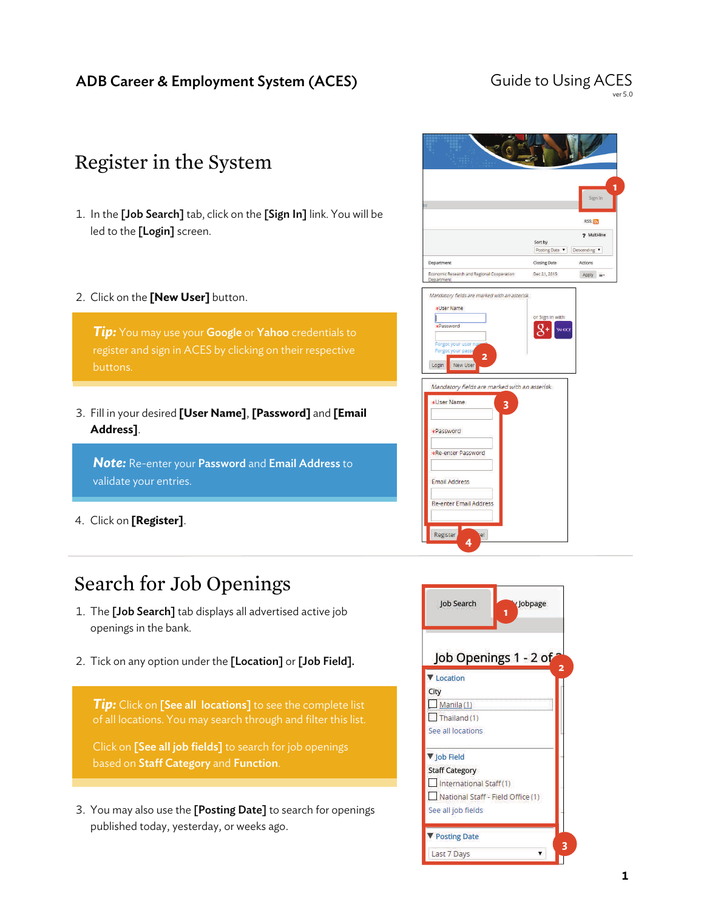# Register in the System

1. In the **[Job Search]** tab, click on the **[Sign In]** link. You will be led to the **[Login]** screen.

2. Click on the **[New User]** button.

> ***Tip:*** You may use your **Google** or **Yahoo** credentials to register and sign in ACES by clicking on their respective buttons.

3. Fill in your desired **[User Name]**, **[Password]** and **[Email Address]**.

> ***Note:*** Re-enter your **Password** and **Email Address** to validate your entries.

4. Click on **[Register]**.

# Search for Job Openings

1. The **[Job Search]** tab displays all advertised active job openings in the bank.

2. Tick on any option under the **[Location]** or **[Job Field]**.

> ***Tip:*** Click on **[See all locations]** to see the complete list of all locations. You may search through and filter this list.
>
> Click on **[See all job fields]** to search for job openings based on **Staff Category** and **Function**.

3. You may also use the **[Posting Date]** to search for openings published today, yesterday, or weeks ago.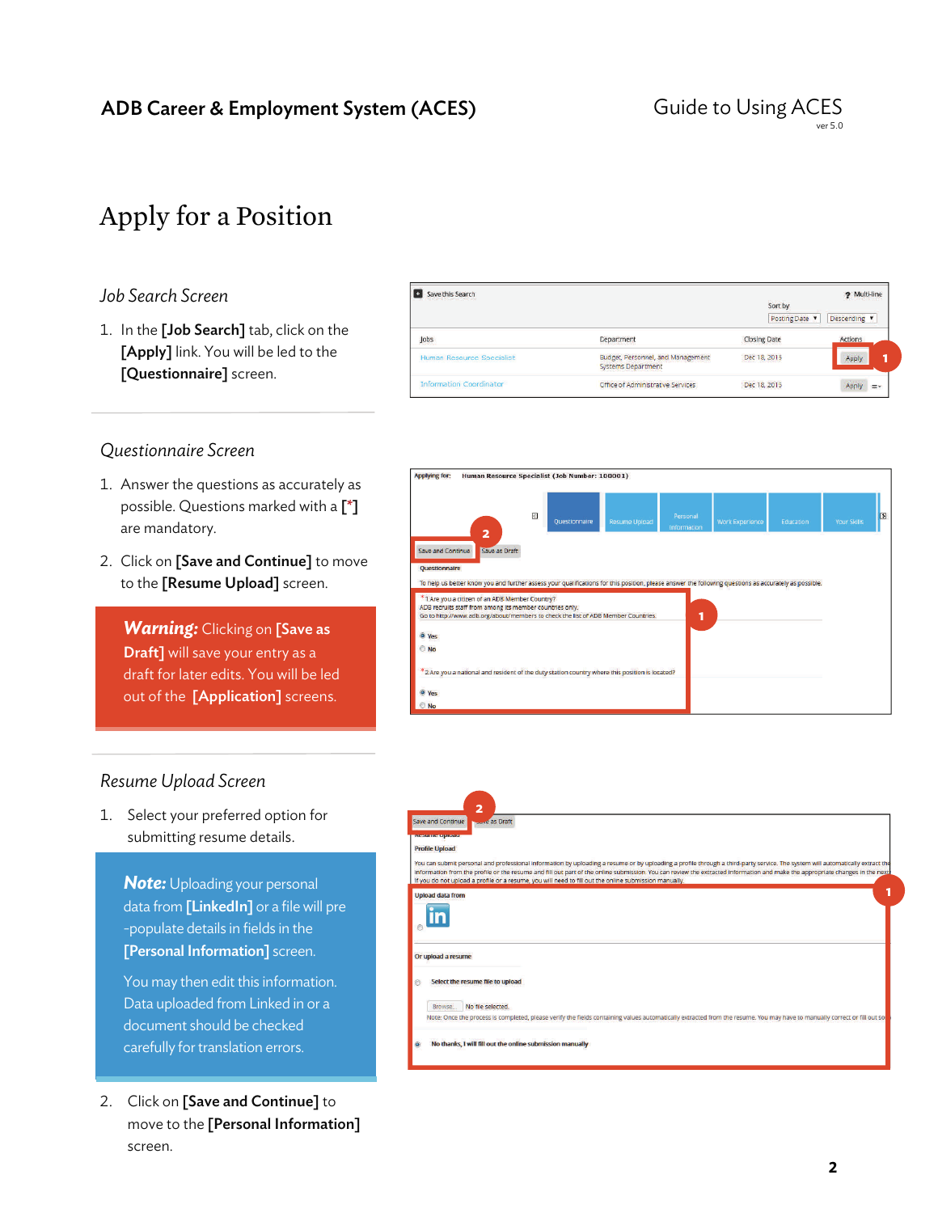# Apply for a Position

## *Job Search Screen*

1. In the **[Job Search]** tab, click on the **[Apply]** link. You will be led to the **[Questionnaire]** screen.

## *Questionnaire Screen*

1. Answer the questions as accurately as possible. Questions marked with a **[*]** are mandatory.
2. Click on **[Save and Continue]** to move to the **[Resume Upload]** screen.

> ***Warning:*** Clicking on **[Save as Draft]** will save your entry as a draft for later edits. You will be led out of the **[Application]** screens.

## *Resume Upload Screen*

1. Select your preferred option for submitting resume details.

> ***Note:*** Uploading your personal data from **[LinkedIn]** or a file will pre-populate details in fields in the **[Personal Information]** screen.
>
> You may then edit this information. Data uploaded from Linked in or a document should be checked carefully for translation errors.

2. Click on **[Save and Continue]** to move to the **[Personal Information]** screen.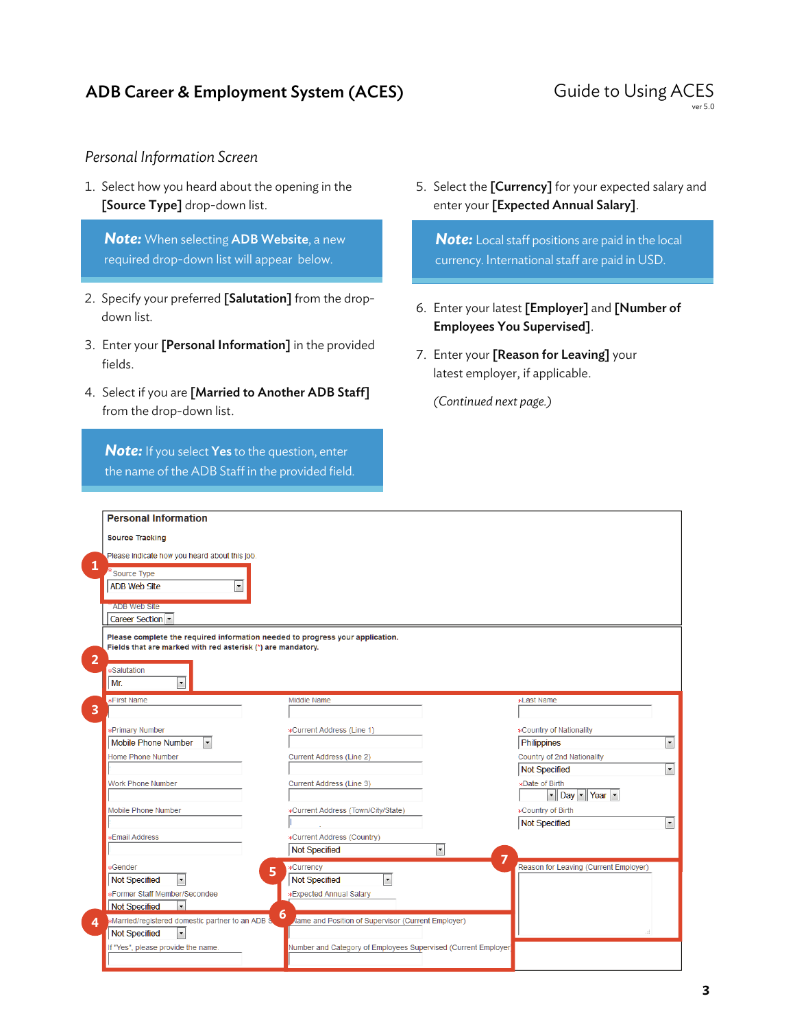## Personal Information Screen

1. Select how you heard about the opening in the **[Source Type]** drop-down list.

> ***Note:*** When selecting **ADB Website**, a new required drop-down list will appear below.

2. Specify your preferred **[Salutation]** from the drop-down list.
3. Enter your **[Personal Information]** in the provided fields.
4. Select if you are **[Married to Another ADB Staff]** from the drop-down list.

> ***Note:*** If you select **Yes** to the question, enter the name of the ADB Staff in the provided field.

5. Select the **[Currency]** for your expected salary and enter your **[Expected Annual Salary]**.

> ***Note:*** Local staff positions are paid in the local currency. International staff are paid in USD.

6. Enter your latest **[Employer]** and **[Number of Employees You Supervised]**.
7. Enter your **[Reason for Leaving]** your latest employer, if applicable.

*(Continued next page.)*

**Personal Information**

Source Tracking

Please indicate how you heard about this job.

1. *Source Type: ADB Web Site

*ADB Web Site: Career Section

**Please complete the required information needed to progress your application.**
**Fields that are marked with red asterisk (*) are mandatory.**

2. *Salutation: Mr.

3. *First Name | Middle Name | *Last Name

*Primary Number: Mobile Phone Number | *Current Address (Line 1) | *Country of Nationality: Philippines

Home Phone Number | Current Address (Line 2) | Country of 2nd Nationality: Not Specified

Work Phone Number | Current Address (Line 3) | *Date of Birth: Day / Year

Mobile Phone Number | *Current Address (Town/City/State) | *Country of Birth: Not Specified

*Email Address | *Current Address (Country): Not Specified

*Gender: Not Specified

*Former Staff Member/Secondee: Not Specified

5. *Currency: Not Specified | *Expected Annual Salary

7. Reason for Leaving (Current Employer)

4. *Married/registered domestic partner to an ADB S...: Not Specified | If "Yes", please provide the name.

6. Name and Position of Supervisor (Current Employer) | Number and Category of Employees Supervised (Current Employer)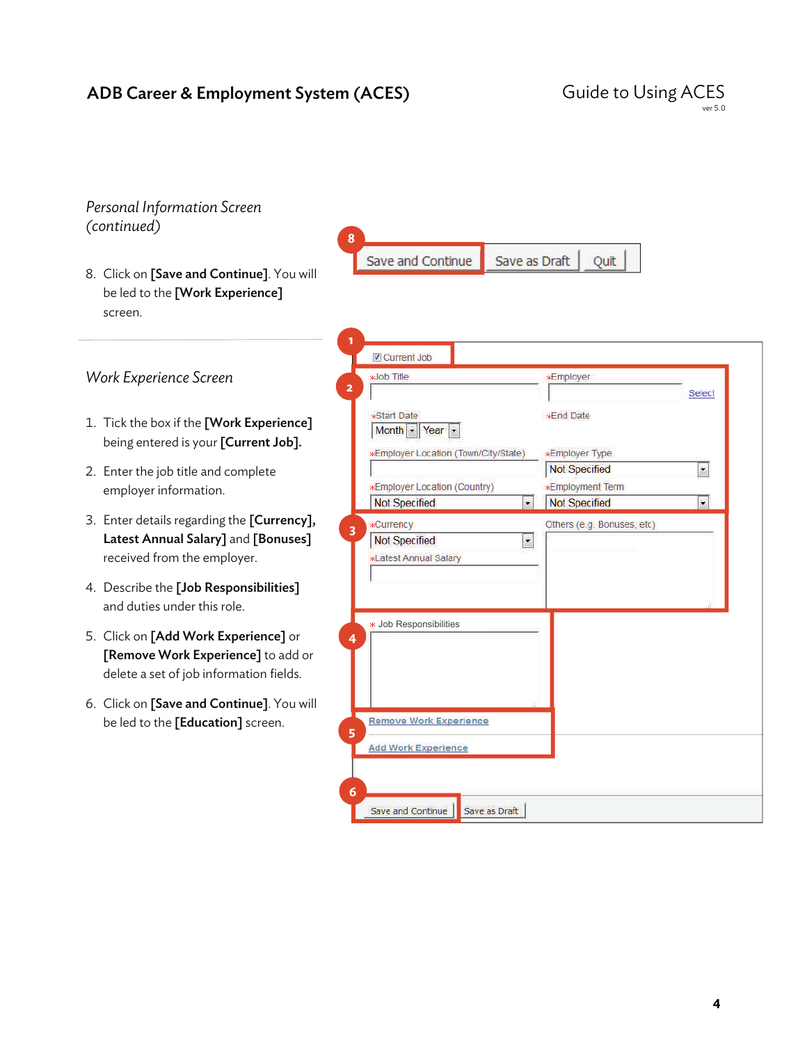### *Personal Information Screen (continued)*

8. Click on **[Save and Continue]**. You will be led to the **[Work Experience]** screen.

---

### *Work Experience Screen*

1. Tick the box if the **[Work Experience]** being entered is your **[Current Job]**.
2. Enter the job title and complete employer information.
3. Enter details regarding the **[Currency], Latest Annual Salary]** and **[Bonuses]** received from the employer.
4. Describe the **[Job Responsibilities]** and duties under this role.
5. Click on **[Add Work Experience]** or **[Remove Work Experience]** to add or delete a set of job information fields.
6. Click on **[Save and Continue]**. You will be led to the **[Education]** screen.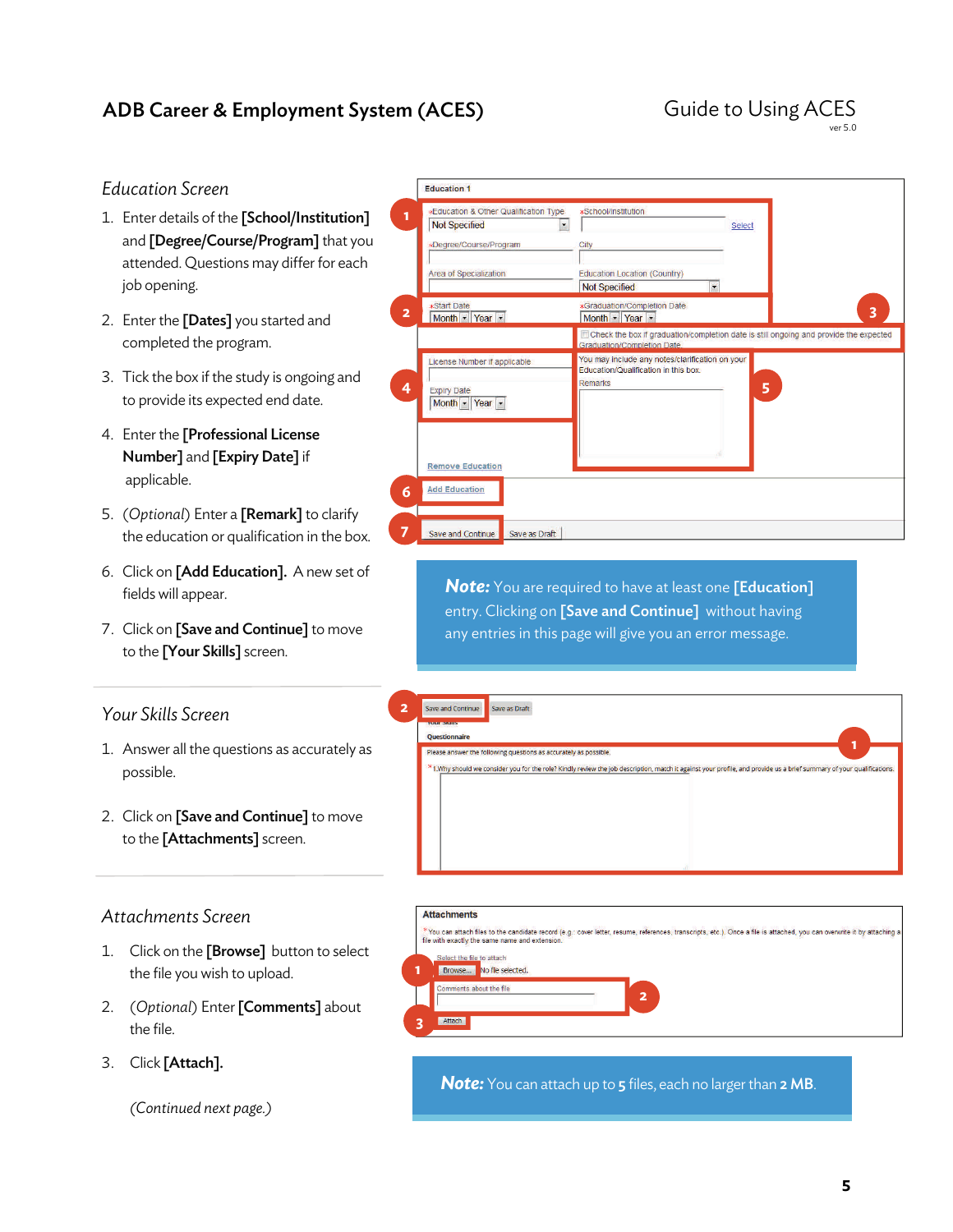## Education Screen

1. Enter details of the **[School/Institution]** and **[Degree/Course/Program]** that you attended. Questions may differ for each job opening.
2. Enter the **[Dates]** you started and completed the program.
3. Tick the box if the study is ongoing and to provide its expected end date.
4. Enter the **[Professional License Number]** and **[Expiry Date]** if applicable.
5. (*Optional*) Enter a **[Remark]** to clarify the education or qualification in the box.
6. Click on **[Add Education].** A new set of fields will appear.
7. Click on **[Save and Continue]** to move to the **[Your Skills]** screen.

***Note:*** You are required to have at least one **[Education]** entry. Clicking on **[Save and Continue]** without having any entries in this page will give you an error message.

## Your Skills Screen

1. Answer all the questions as accurately as possible.
2. Click on **[Save and Continue]** to move to the **[Attachments]** screen.

## Attachments Screen

1. Click on the **[Browse]** button to select the file you wish to upload.
2. (*Optional*) Enter **[Comments]** about the file.
3. Click **[Attach].**

(*Continued next page.*)

***Note:*** You can attach up to **5** files, each no larger than **2 MB**.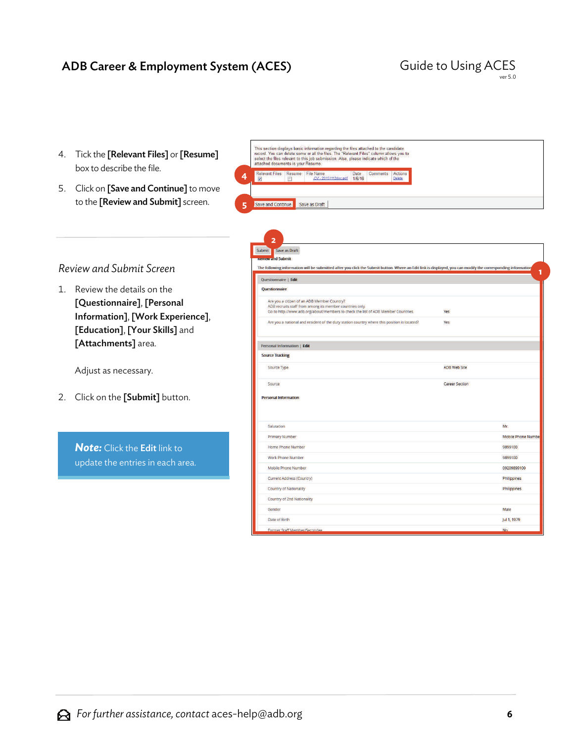4. Tick the **[Relevant Files]** or **[Resume]** box to describe the file.
5. Click on **[Save and Continue]** to move to the **[Review and Submit]** screen.

### *Review and Submit Screen*

1. Review the details on the **[Questionnaire]**, **[Personal Information]**, **[Work Experience]**, **[Education]**, **[Your Skills]** and **[Attachments]** area.

   Adjust as necessary.

2. Click on the **[Submit]** button.

> ***Note:*** Click the **Edit** link to update the entries in each area.

*For further assistance, contact* aces-help@adb.org